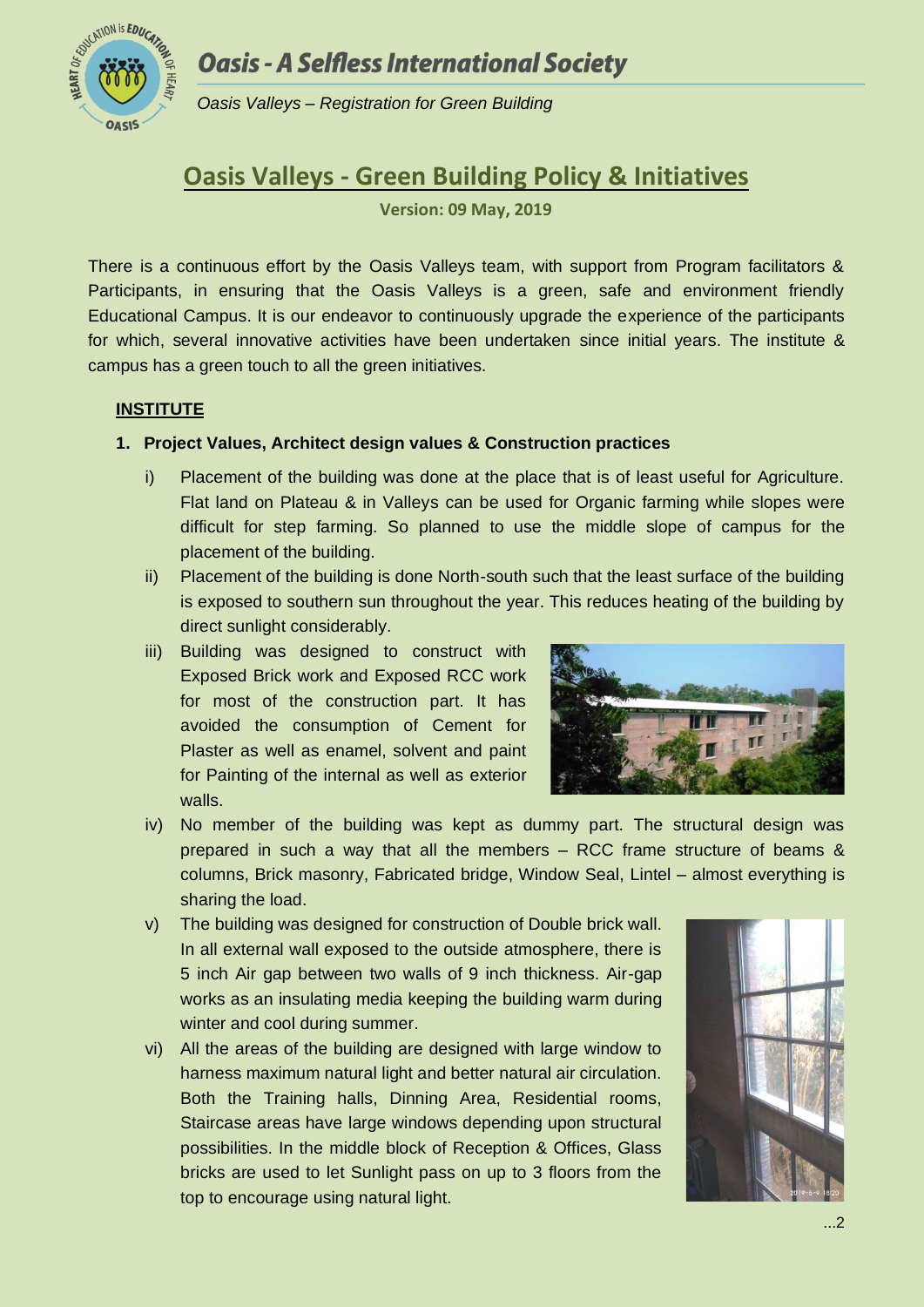# Oasis Valleys - Green Building Policy & Initiatives

**Version: 09 May, 2019**

There is a continuous effort by the Oasis Valleys team, with support from Program facilitators & Participants, in ensuring that the Oasis Valleys is a green, safe and environment friendly Educational Campus. It is our endeavor to continuously upgrade the experience of the participants for which, several innovative activities have been undertaken since initial years. The institute & campus has a green touch to all the green initiatives.

## INSTITUTE

### 1. Project Values, Architect design values & Construction practices

i) Placement of the building was done at the place that is of least useful for Agriculture. Flat land on Plateau & in Valleys can be used for Organic farming while slopes were difficult for step farming. So planned to use the middle slope of campus for the placement of the building.

ii) Placement of the building is done North-south such that the least surface of the building is exposed to southern sun throughout the year. This reduces heating of the building by direct sunlight considerably.

iii) Building was designed to construct with Exposed Brick work and Exposed RCC work for most of the construction part. It has avoided the consumption of Cement for Plaster as well as enamel, solvent and paint for Painting of the internal as well as exterior walls.

iv) No member of the building was kept as dummy part. The structural design was prepared in such a way that all the members – RCC frame structure of beams & columns, Brick masonry, Fabricated bridge, Window Seal, Lintel – almost everything is sharing the load.

v) The building was designed for construction of Double brick wall. In all external wall exposed to the outside atmosphere, there is 5 inch Air gap between two walls of 9 inch thickness. Air-gap works as an insulating media keeping the building warm during winter and cool during summer.

vi) All the areas of the building are designed with large window to harness maximum natural light and better natural air circulation. Both the Training halls, Dinning Area, Residential rooms, Staircase areas have large windows depending upon structural possibilities. In the middle block of Reception & Offices, Glass bricks are used to let Sunlight pass on up to 3 floors from the top to encourage using natural light.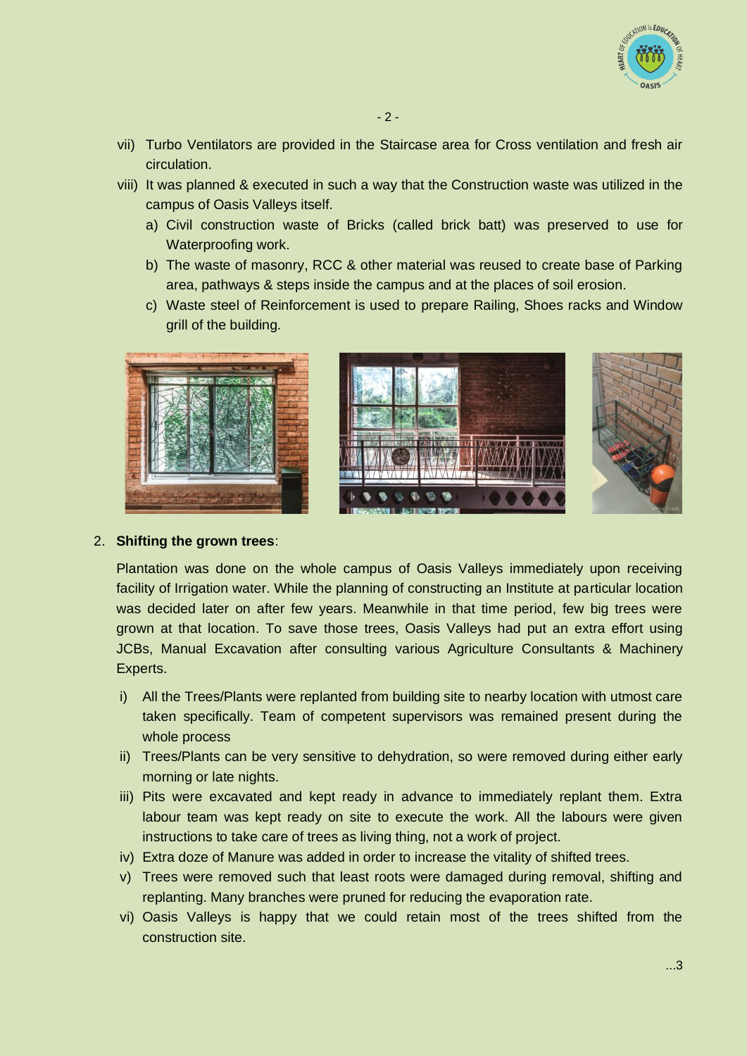vii) Turbo Ventilators are provided in the Staircase area for Cross ventilation and fresh air circulation.

viii) It was planned & executed in such a way that the Construction waste was utilized in the campus of Oasis Valleys itself.

   a) Civil construction waste of Bricks (called brick batt) was preserved to use for Waterproofing work.

   b) The waste of masonry, RCC & other material was reused to create base of Parking area, pathways & steps inside the campus and at the places of soil erosion.

   c) Waste steel of Reinforcement is used to prepare Railing, Shoes racks and Window grill of the building.

2. **Shifting the grown trees**:

Plantation was done on the whole campus of Oasis Valleys immediately upon receiving facility of Irrigation water. While the planning of constructing an Institute at particular location was decided later on after few years. Meanwhile in that time period, few big trees were grown at that location. To save those trees, Oasis Valleys had put an extra effort using JCBs, Manual Excavation after consulting various Agriculture Consultants & Machinery Experts.

i) All the Trees/Plants were replanted from building site to nearby location with utmost care taken specifically. Team of competent supervisors was remained present during the whole process

ii) Trees/Plants can be very sensitive to dehydration, so were removed during either early morning or late nights.

iii) Pits were excavated and kept ready in advance to immediately replant them. Extra labour team was kept ready on site to execute the work. All the labours were given instructions to take care of trees as living thing, not a work of project.

iv) Extra doze of Manure was added in order to increase the vitality of shifted trees.

v) Trees were removed such that least roots were damaged during removal, shifting and replanting. Many branches were pruned for reducing the evaporation rate.

vi) Oasis Valleys is happy that we could retain most of the trees shifted from the construction site.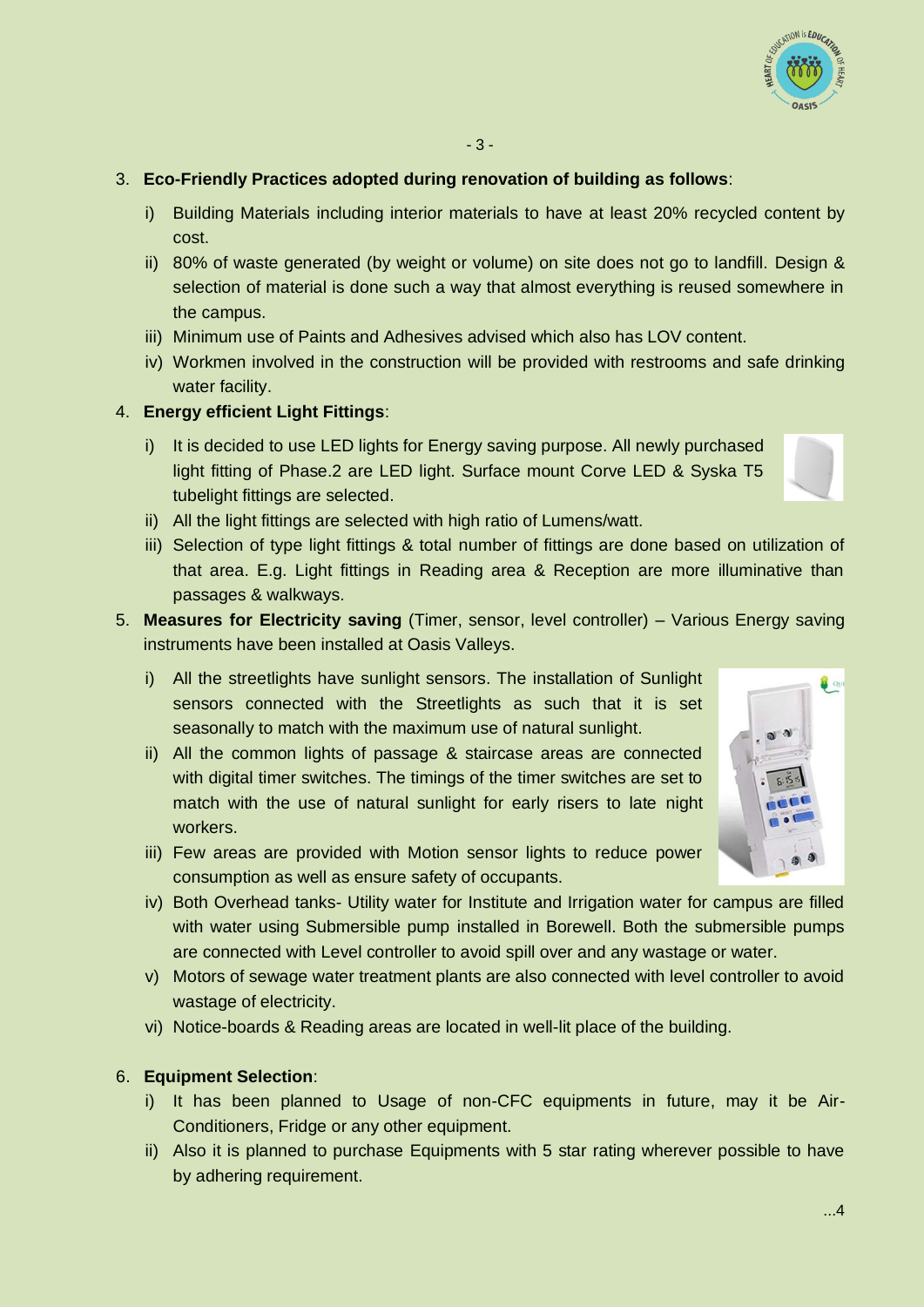3. **Eco-Friendly Practices adopted during renovation of building as follows**:
   i) Building Materials including interior materials to have at least 20% recycled content by cost.
   ii) 80% of waste generated (by weight or volume) on site does not go to landfill. Design & selection of material is done such a way that almost everything is reused somewhere in the campus.
   iii) Minimum use of Paints and Adhesives advised which also has LOV content.
   iv) Workmen involved in the construction will be provided with restrooms and safe drinking water facility.

4. **Energy efficient Light Fittings**:
   i) It is decided to use LED lights for Energy saving purpose. All newly purchased light fitting of Phase.2 are LED light. Surface mount Corve LED & Syska T5 tubelight fittings are selected.
   ii) All the light fittings are selected with high ratio of Lumens/watt.
   iii) Selection of type light fittings & total number of fittings are done based on utilization of that area. E.g. Light fittings in Reading area & Reception are more illuminative than passages & walkways.

5. **Measures for Electricity saving** (Timer, sensor, level controller) – Various Energy saving instruments have been installed at Oasis Valleys.
   i) All the streetlights have sunlight sensors. The installation of Sunlight sensors connected with the Streetlights as such that it is set seasonally to match with the maximum use of natural sunlight.
   ii) All the common lights of passage & staircase areas are connected with digital timer switches. The timings of the timer switches are set to match with the use of natural sunlight for early risers to late night workers.
   iii) Few areas are provided with Motion sensor lights to reduce power consumption as well as ensure safety of occupants.
   iv) Both Overhead tanks- Utility water for Institute and Irrigation water for campus are filled with water using Submersible pump installed in Borewell. Both the submersible pumps are connected with Level controller to avoid spill over and any wastage or water.
   v) Motors of sewage water treatment plants are also connected with level controller to avoid wastage of electricity.
   vi) Notice-boards & Reading areas are located in well-lit place of the building.

6. **Equipment Selection**:
   i) It has been planned to Usage of non-CFC equipments in future, may it be Air-Conditioners, Fridge or any other equipment.
   ii) Also it is planned to purchase Equipments with 5 star rating wherever possible to have by adhering requirement.

...4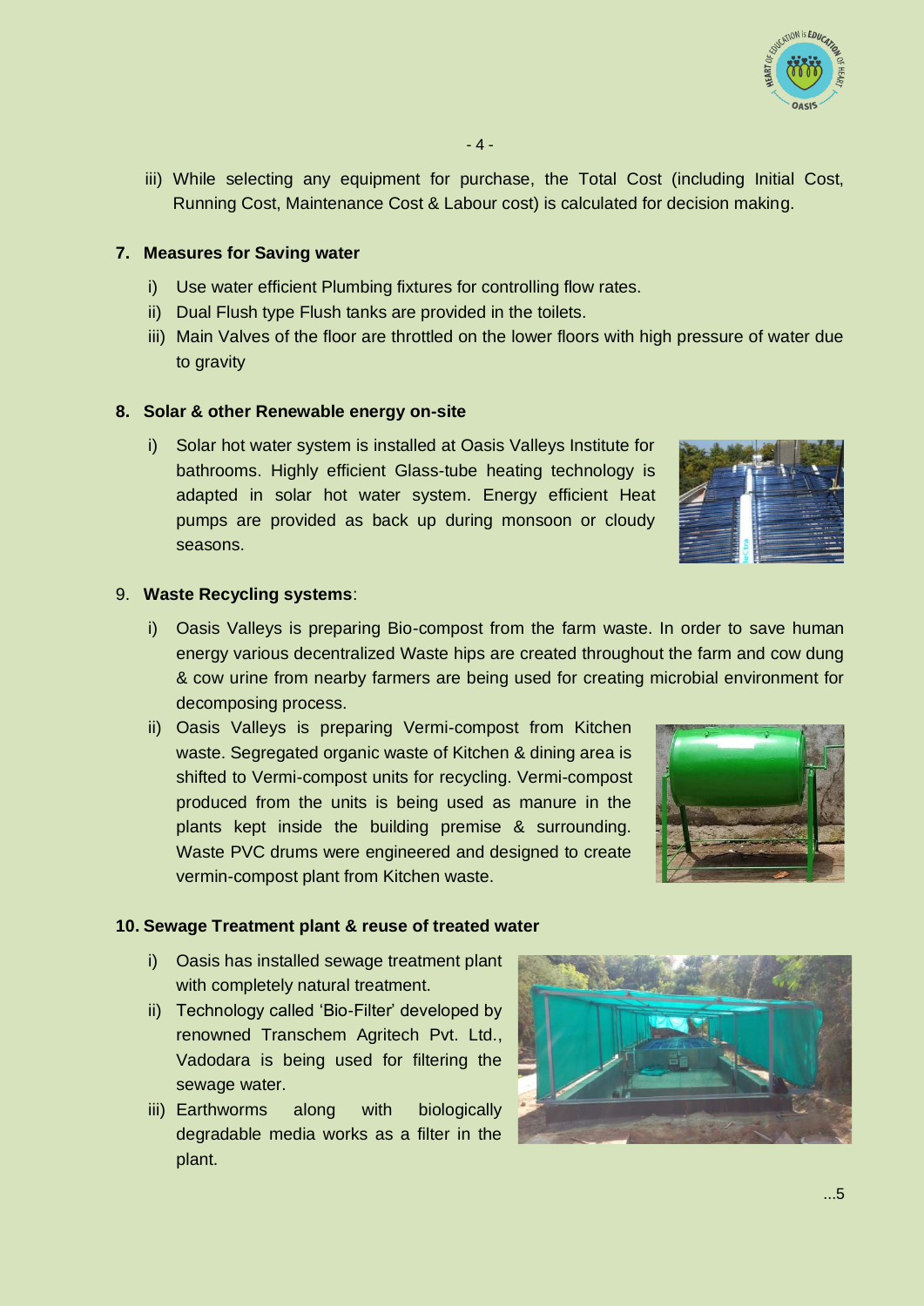iii) While selecting any equipment for purchase, the Total Cost (including Initial Cost, Running Cost, Maintenance Cost & Labour cost) is calculated for decision making.

**7. Measures for Saving water**

i) Use water efficient Plumbing fixtures for controlling flow rates.
ii) Dual Flush type Flush tanks are provided in the toilets.
iii) Main Valves of the floor are throttled on the lower floors with high pressure of water due to gravity

**8. Solar & other Renewable energy on-site**

i) Solar hot water system is installed at Oasis Valleys Institute for bathrooms. Highly efficient Glass-tube heating technology is adapted in solar hot water system. Energy efficient Heat pumps are provided as back up during monsoon or cloudy seasons.

9. **Waste Recycling systems**:

i) Oasis Valleys is preparing Bio-compost from the farm waste. In order to save human energy various decentralized Waste hips are created throughout the farm and cow dung & cow urine from nearby farmers are being used for creating microbial environment for decomposing process.
ii) Oasis Valleys is preparing Vermi-compost from Kitchen waste. Segregated organic waste of Kitchen & dining area is shifted to Vermi-compost units for recycling. Vermi-compost produced from the units is being used as manure in the plants kept inside the building premise & surrounding. Waste PVC drums were engineered and designed to create vermin-compost plant from Kitchen waste.

**10. Sewage Treatment plant & reuse of treated water**

i) Oasis has installed sewage treatment plant with completely natural treatment.
ii) Technology called 'Bio-Filter' developed by renowned Transchem Agritech Pvt. Ltd., Vadodara is being used for filtering the sewage water.
iii) Earthworms along with biologically degradable media works as a filter in the plant.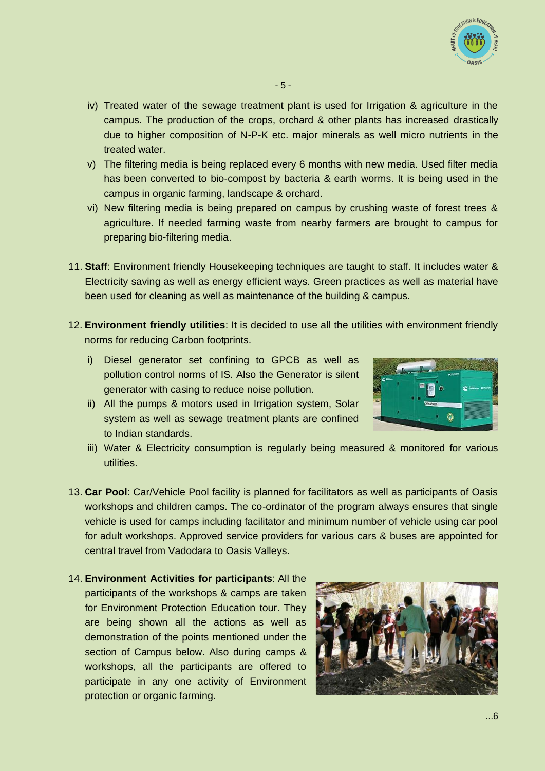iv) Treated water of the sewage treatment plant is used for Irrigation & agriculture in the campus. The production of the crops, orchard & other plants has increased drastically due to higher composition of N-P-K etc. major minerals as well micro nutrients in the treated water.

v) The filtering media is being replaced every 6 months with new media. Used filter media has been converted to bio-compost by bacteria & earth worms. It is being used in the campus in organic farming, landscape & orchard.

vi) New filtering media is being prepared on campus by crushing waste of forest trees & agriculture. If needed farming waste from nearby farmers are brought to campus for preparing bio-filtering media.

11. **Staff**: Environment friendly Housekeeping techniques are taught to staff. It includes water & Electricity saving as well as energy efficient ways. Green practices as well as material have been used for cleaning as well as maintenance of the building & campus.

12. **Environment friendly utilities**: It is decided to use all the utilities with environment friendly norms for reducing Carbon footprints.

    i) Diesel generator set confining to GPCB as well as pollution control norms of IS. Also the Generator is silent generator with casing to reduce noise pollution.

    ii) All the pumps & motors used in Irrigation system, Solar system as well as sewage treatment plants are confined to Indian standards.

    iii) Water & Electricity consumption is regularly being measured & monitored for various utilities.

13. **Car Pool**: Car/Vehicle Pool facility is planned for facilitators as well as participants of Oasis workshops and children camps. The co-ordinator of the program always ensures that single vehicle is used for camps including facilitator and minimum number of vehicle using car pool for adult workshops. Approved service providers for various cars & buses are appointed for central travel from Vadodara to Oasis Valleys.

14. **Environment Activities for participants**: All the participants of the workshops & camps are taken for Environment Protection Education tour. They are being shown all the actions as well as demonstration of the points mentioned under the section of Campus below. Also during camps & workshops, all the participants are offered to participate in any one activity of Environment protection or organic farming.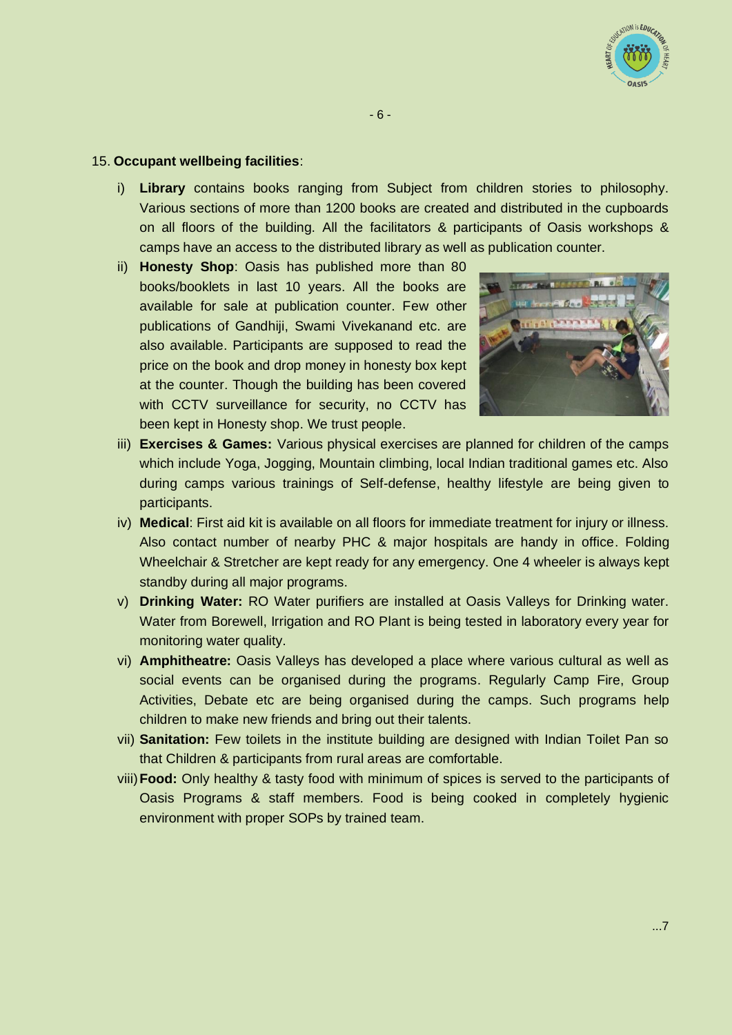15. **Occupant wellbeing facilities**:

i) **Library** contains books ranging from Subject from children stories to philosophy. Various sections of more than 1200 books are created and distributed in the cupboards on all floors of the building. All the facilitators & participants of Oasis workshops & camps have an access to the distributed library as well as publication counter.

ii) **Honesty Shop**: Oasis has published more than 80 books/booklets in last 10 years. All the books are available for sale at publication counter. Few other publications of Gandhiji, Swami Vivekanand etc. are also available. Participants are supposed to read the price on the book and drop money in honesty box kept at the counter. Though the building has been covered with CCTV surveillance for security, no CCTV has been kept in Honesty shop. We trust people.

iii) **Exercises & Games:** Various physical exercises are planned for children of the camps which include Yoga, Jogging, Mountain climbing, local Indian traditional games etc. Also during camps various trainings of Self-defense, healthy lifestyle are being given to participants.

iv) **Medical**: First aid kit is available on all floors for immediate treatment for injury or illness. Also contact number of nearby PHC & major hospitals are handy in office. Folding Wheelchair & Stretcher are kept ready for any emergency. One 4 wheeler is always kept standby during all major programs.

v) **Drinking Water:** RO Water purifiers are installed at Oasis Valleys for Drinking water. Water from Borewell, Irrigation and RO Plant is being tested in laboratory every year for monitoring water quality.

vi) **Amphitheatre:** Oasis Valleys has developed a place where various cultural as well as social events can be organised during the programs. Regularly Camp Fire, Group Activities, Debate etc are being organised during the camps. Such programs help children to make new friends and bring out their talents.

vii) **Sanitation:** Few toilets in the institute building are designed with Indian Toilet Pan so that Children & participants from rural areas are comfortable.

viii) **Food:** Only healthy & tasty food with minimum of spices is served to the participants of Oasis Programs & staff members. Food is being cooked in completely hygienic environment with proper SOPs by trained team.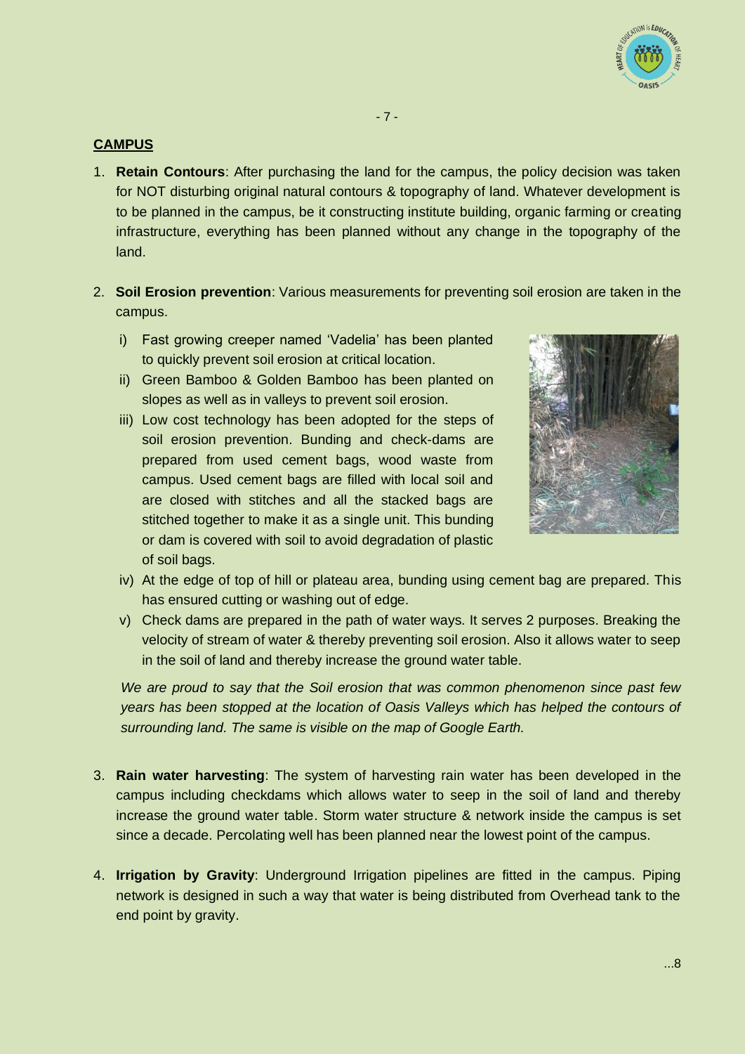## CAMPUS

1. **Retain Contours**: After purchasing the land for the campus, the policy decision was taken for NOT disturbing original natural contours & topography of land. Whatever development is to be planned in the campus, be it constructing institute building, organic farming or creating infrastructure, everything has been planned without any change in the topography of the land.

2. **Soil Erosion prevention**: Various measurements for preventing soil erosion are taken in the campus.

   i) Fast growing creeper named 'Vadelia' has been planted to quickly prevent soil erosion at critical location.

   ii) Green Bamboo & Golden Bamboo has been planted on slopes as well as in valleys to prevent soil erosion.

   iii) Low cost technology has been adopted for the steps of soil erosion prevention. Bunding and check-dams are prepared from used cement bags, wood waste from campus. Used cement bags are filled with local soil and are closed with stitches and all the stacked bags are stitched together to make it as a single unit. This bunding or dam is covered with soil to avoid degradation of plastic of soil bags.

   iv) At the edge of top of hill or plateau area, bunding using cement bag are prepared. This has ensured cutting or washing out of edge.

   v) Check dams are prepared in the path of water ways. It serves 2 purposes. Breaking the velocity of stream of water & thereby preventing soil erosion. Also it allows water to seep in the soil of land and thereby increase the ground water table.

   *We are proud to say that the Soil erosion that was common phenomenon since past few years has been stopped at the location of Oasis Valleys which has helped the contours of surrounding land. The same is visible on the map of Google Earth.*

3. **Rain water harvesting**: The system of harvesting rain water has been developed in the campus including checkdams which allows water to seep in the soil of land and thereby increase the ground water table. Storm water structure & network inside the campus is set since a decade. Percolating well has been planned near the lowest point of the campus.

4. **Irrigation by Gravity**: Underground Irrigation pipelines are fitted in the campus. Piping network is designed in such a way that water is being distributed from Overhead tank to the end point by gravity.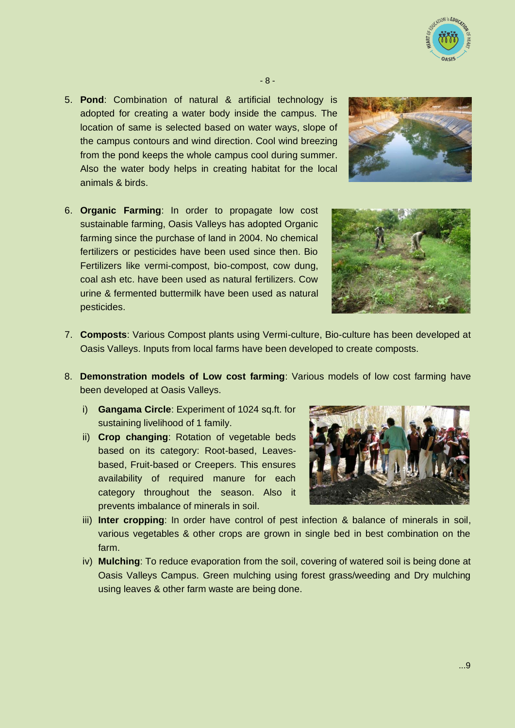5. **Pond**: Combination of natural & artificial technology is adopted for creating a water body inside the campus. The location of same is selected based on water ways, slope of the campus contours and wind direction. Cool wind breezing from the pond keeps the whole campus cool during summer. Also the water body helps in creating habitat for the local animals & birds.

6. **Organic Farming**: In order to propagate low cost sustainable farming, Oasis Valleys has adopted Organic farming since the purchase of land in 2004. No chemical fertilizers or pesticides have been used since then. Bio Fertilizers like vermi-compost, bio-compost, cow dung, coal ash etc. have been used as natural fertilizers. Cow urine & fermented buttermilk have been used as natural pesticides.

7. **Composts**: Various Compost plants using Vermi-culture, Bio-culture has been developed at Oasis Valleys. Inputs from local farms have been developed to create composts.

8. **Demonstration models of Low cost farming**: Various models of low cost farming have been developed at Oasis Valleys.

   i) **Gangama Circle**: Experiment of 1024 sq.ft. for sustaining livelihood of 1 family.

   ii) **Crop changing**: Rotation of vegetable beds based on its category: Root-based, Leaves-based, Fruit-based or Creepers. This ensures availability of required manure for each category throughout the season. Also it prevents imbalance of minerals in soil.

   iii) **Inter cropping**: In order have control of pest infection & balance of minerals in soil, various vegetables & other crops are grown in single bed in best combination on the farm.

   iv) **Mulching**: To reduce evaporation from the soil, covering of watered soil is being done at Oasis Valleys Campus. Green mulching using forest grass/weeding and Dry mulching using leaves & other farm waste are being done.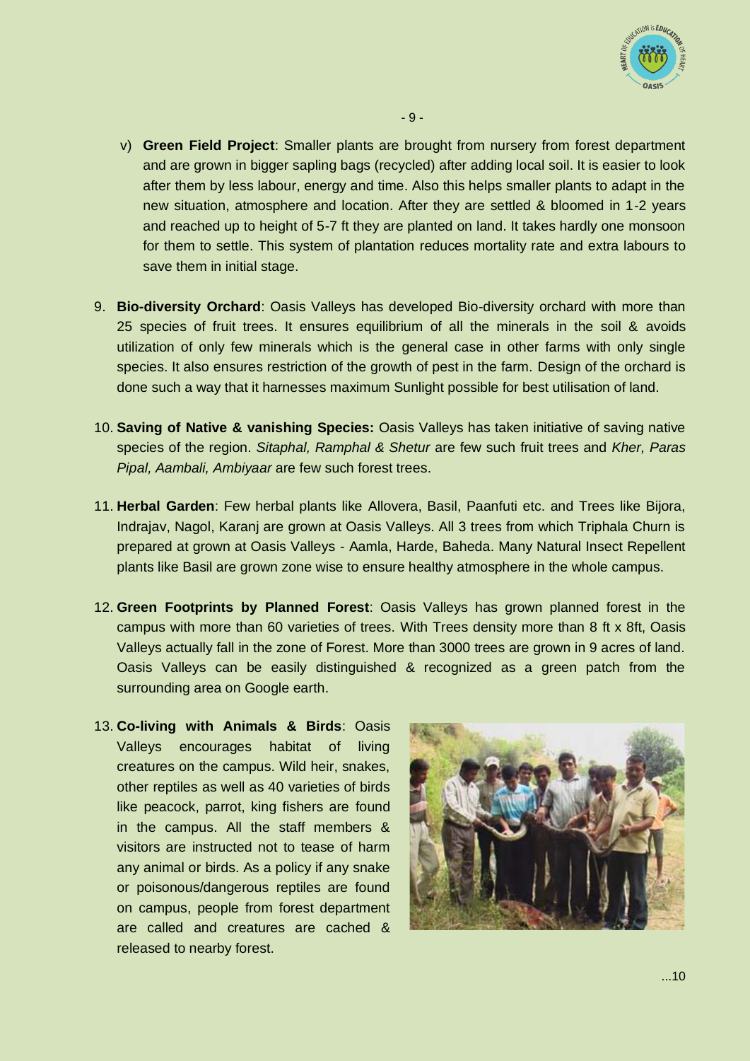v) **Green Field Project**: Smaller plants are brought from nursery from forest department and are grown in bigger sapling bags (recycled) after adding local soil. It is easier to look after them by less labour, energy and time. Also this helps smaller plants to adapt in the new situation, atmosphere and location. After they are settled & bloomed in 1-2 years and reached up to height of 5-7 ft they are planted on land. It takes hardly one monsoon for them to settle. This system of plantation reduces mortality rate and extra labours to save them in initial stage.

9. **Bio-diversity Orchard**: Oasis Valleys has developed Bio-diversity orchard with more than 25 species of fruit trees. It ensures equilibrium of all the minerals in the soil & avoids utilization of only few minerals which is the general case in other farms with only single species. It also ensures restriction of the growth of pest in the farm. Design of the orchard is done such a way that it harnesses maximum Sunlight possible for best utilisation of land.

10. **Saving of Native & vanishing Species:** Oasis Valleys has taken initiative of saving native species of the region. *Sitaphal, Ramphal & Shetur* are few such fruit trees and *Kher, Paras Pipal, Aambali, Ambiyaar* are few such forest trees.

11. **Herbal Garden**: Few herbal plants like Allovera, Basil, Paanfuti etc. and Trees like Bijora, Indrajav, Nagol, Karanj are grown at Oasis Valleys. All 3 trees from which Triphala Churn is prepared at grown at Oasis Valleys - Aamla, Harde, Baheda. Many Natural Insect Repellent plants like Basil are grown zone wise to ensure healthy atmosphere in the whole campus.

12. **Green Footprints by Planned Forest**: Oasis Valleys has grown planned forest in the campus with more than 60 varieties of trees. With Trees density more than 8 ft x 8ft, Oasis Valleys actually fall in the zone of Forest. More than 3000 trees are grown in 9 acres of land. Oasis Valleys can be easily distinguished & recognized as a green patch from the surrounding area on Google earth.

13. **Co-living with Animals & Birds**: Oasis Valleys encourages habitat of living creatures on the campus. Wild heir, snakes, other reptiles as well as 40 varieties of birds like peacock, parrot, king fishers are found in the campus. All the staff members & visitors are instructed not to tease of harm any animal or birds. As a policy if any snake or poisonous/dangerous reptiles are found on campus, people from forest department are called and creatures are cached & released to nearby forest.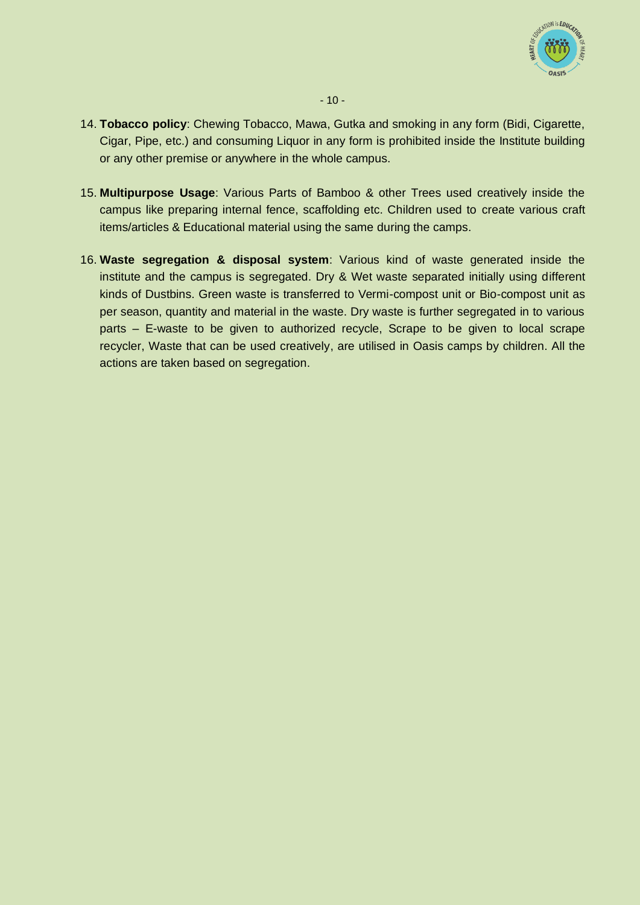14. **Tobacco policy**: Chewing Tobacco, Mawa, Gutka and smoking in any form (Bidi, Cigarette, Cigar, Pipe, etc.) and consuming Liquor in any form is prohibited inside the Institute building or any other premise or anywhere in the whole campus.

15. **Multipurpose Usage**: Various Parts of Bamboo & other Trees used creatively inside the campus like preparing internal fence, scaffolding etc. Children used to create various craft items/articles & Educational material using the same during the camps.

16. **Waste segregation & disposal system**: Various kind of waste generated inside the institute and the campus is segregated. Dry & Wet waste separated initially using different kinds of Dustbins. Green waste is transferred to Vermi-compost unit or Bio-compost unit as per season, quantity and material in the waste. Dry waste is further segregated in to various parts – E-waste to be given to authorized recycle, Scrape to be given to local scrape recycler, Waste that can be used creatively, are utilised in Oasis camps by children. All the actions are taken based on segregation.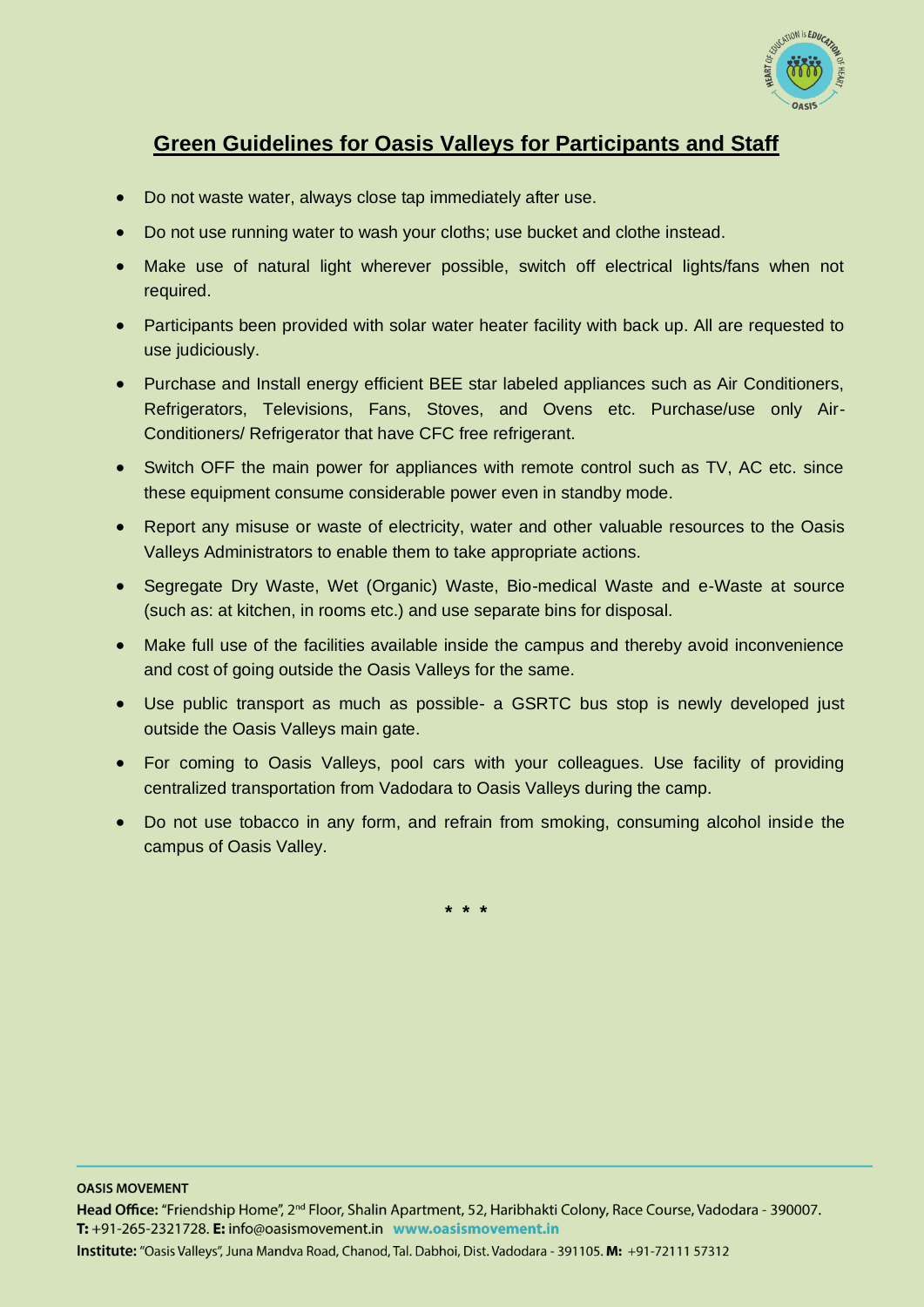## Green Guidelines for Oasis Valleys for Participants and Staff

- Do not waste water, always close tap immediately after use.
- Do not use running water to wash your cloths; use bucket and clothe instead.
- Make use of natural light wherever possible, switch off electrical lights/fans when not required.
- Participants been provided with solar water heater facility with back up. All are requested to use judiciously.
- Purchase and Install energy efficient BEE star labeled appliances such as Air Conditioners, Refrigerators, Televisions, Fans, Stoves, and Ovens etc. Purchase/use only Air-Conditioners/ Refrigerator that have CFC free refrigerant.
- Switch OFF the main power for appliances with remote control such as TV, AC etc. since these equipment consume considerable power even in standby mode.
- Report any misuse or waste of electricity, water and other valuable resources to the Oasis Valleys Administrators to enable them to take appropriate actions.
- Segregate Dry Waste, Wet (Organic) Waste, Bio-medical Waste and e-Waste at source (such as: at kitchen, in rooms etc.) and use separate bins for disposal.
- Make full use of the facilities available inside the campus and thereby avoid inconvenience and cost of going outside the Oasis Valleys for the same.
- Use public transport as much as possible- a GSRTC bus stop is newly developed just outside the Oasis Valleys main gate.
- For coming to Oasis Valleys, pool cars with your colleagues. Use facility of providing centralized transportation from Vadodara to Oasis Valleys during the camp.
- Do not use tobacco in any form, and refrain from smoking, consuming alcohol inside the campus of Oasis Valley.

\* \* \*

**OASIS MOVEMENT**

**Head Office:** "Friendship Home", 2nd Floor, Shalin Apartment, 52, Haribhakti Colony, Race Course, Vadodara - 390007.
**T:** +91-265-2321728. **E:** info@oasismovement.in **www.oasismovement.in**

**Institute:** "Oasis Valleys", Juna Mandva Road, Chanod, Tal. Dabhoi, Dist. Vadodara - 391105. **M:** +91-72111 57312